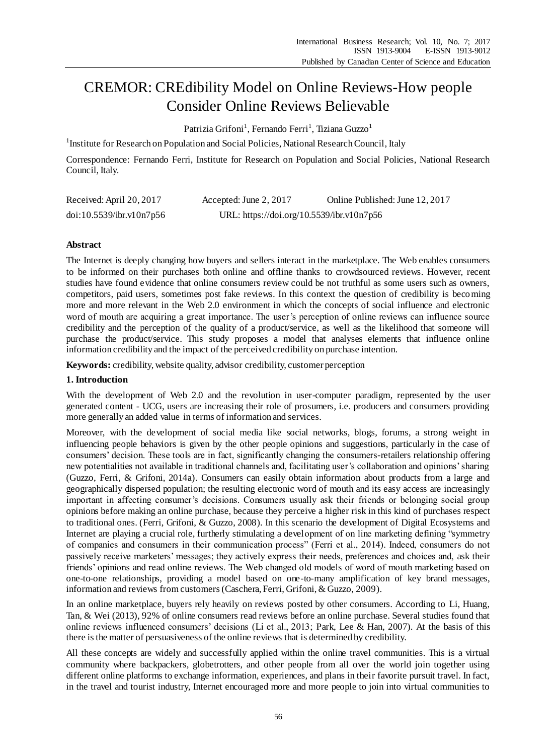# CREMOR: CREdibility Model on Online Reviews-How people Consider Online Reviews Believable

Patrizia Grifoni[1], Fernando Ferri[1], Tiziana Guzzo[1]

[1]Institute for Research on Population and Social Policies, National Research Council, Italy

Correspondence: Fernando Ferri, Institute for Research on Population and Social Policies, National Research Council, Italy.

Received: April 20, 2017 Accepted: June 2, 2017 Online Published: June 12, 2017

doi:10.5539/ibr.v10n7p56 URL: https://doi.org/10.5539/ibr.v10n7p56

**Abstract**

The Internet is deeply changing how buyers and sellers interact in the marketplace. The Web enables consumers to be informed on their purchases both online and offline thanks to crowdsourced reviews. However, recent studies have found evidence that online consumers review could be not truthful as some users such as owners, competitors, paid users, sometimes post fake reviews. In this context the question of credibility is becoming more and more relevant in the Web 2.0 environment in which the concepts of social influence and electronic word of mouth are acquiring a great importance. The user's perception of online reviews can influence source credibility and the perception of the quality of a product/service, as well as the likelihood that someone will purchase the product/service. This study proposes a model that analyses elements that influence online information credibility and the impact of the perceived credibility on purchase intention.

**Keywords:** credibility, website quality, advisor credibility, customer perception

## 1. Introduction

With the development of Web 2.0 and the revolution in user-computer paradigm, represented by the user generated content - UCG, users are increasing their role of prosumers, i.e. producers and consumers providing more generally an added value in terms of information and services.

Moreover, with the development of social media like social networks, blogs, forums, a strong weight in influencing people behaviors is given by the other people opinions and suggestions, particularly in the case of consumers' decision. These tools are in fact, significantly changing the consumers-retailers relationship offering new potentialities not available in traditional channels and, facilitating user's collaboration and opinions' sharing (Guzzo, Ferri, & Grifoni, 2014a). Consumers can easily obtain information about products from a large and geographically dispersed population; the resulting electronic word of mouth and its easy access are increasingly important in affecting consumer's decisions. Consumers usually ask their friends or belonging social group opinions before making an online purchase, because they perceive a higher risk in this kind of purchases respect to traditional ones. (Ferri, Grifoni, & Guzzo, 2008). In this scenario the development of Digital Ecosystems and Internet are playing a crucial role, furtherly stimulating a development of on line marketing defining "symmetry of companies and consumers in their communication process" (Ferri et al., 2014). Indeed, consumers do not passively receive marketers' messages; they actively express their needs, preferences and choices and, ask their friends' opinions and read online reviews. The Web changed old models of word of mouth marketing based on one-to-one relationships, providing a model based on one-to-many amplification of key brand messages, information and reviews from customers (Caschera, Ferri, Grifoni, & Guzzo, 2009).

In an online marketplace, buyers rely heavily on reviews posted by other consumers. According to Li, Huang, Tan, & Wei (2013), 92% of online consumers read reviews before an online purchase. Several studies found that online reviews influenced consumers' decisions (Li et al., 2013; Park, Lee & Han, 2007). At the basis of this there is the matter of persuasiveness of the online reviews that is determined by credibility.

All these concepts are widely and successfully applied within the online travel communities. This is a virtual community where backpackers, globetrotters, and other people from all over the world join together using different online platforms to exchange information, experiences, and plans in their favorite pursuit travel. In fact, in the travel and tourist industry, Internet encouraged more and more people to join into virtual communities to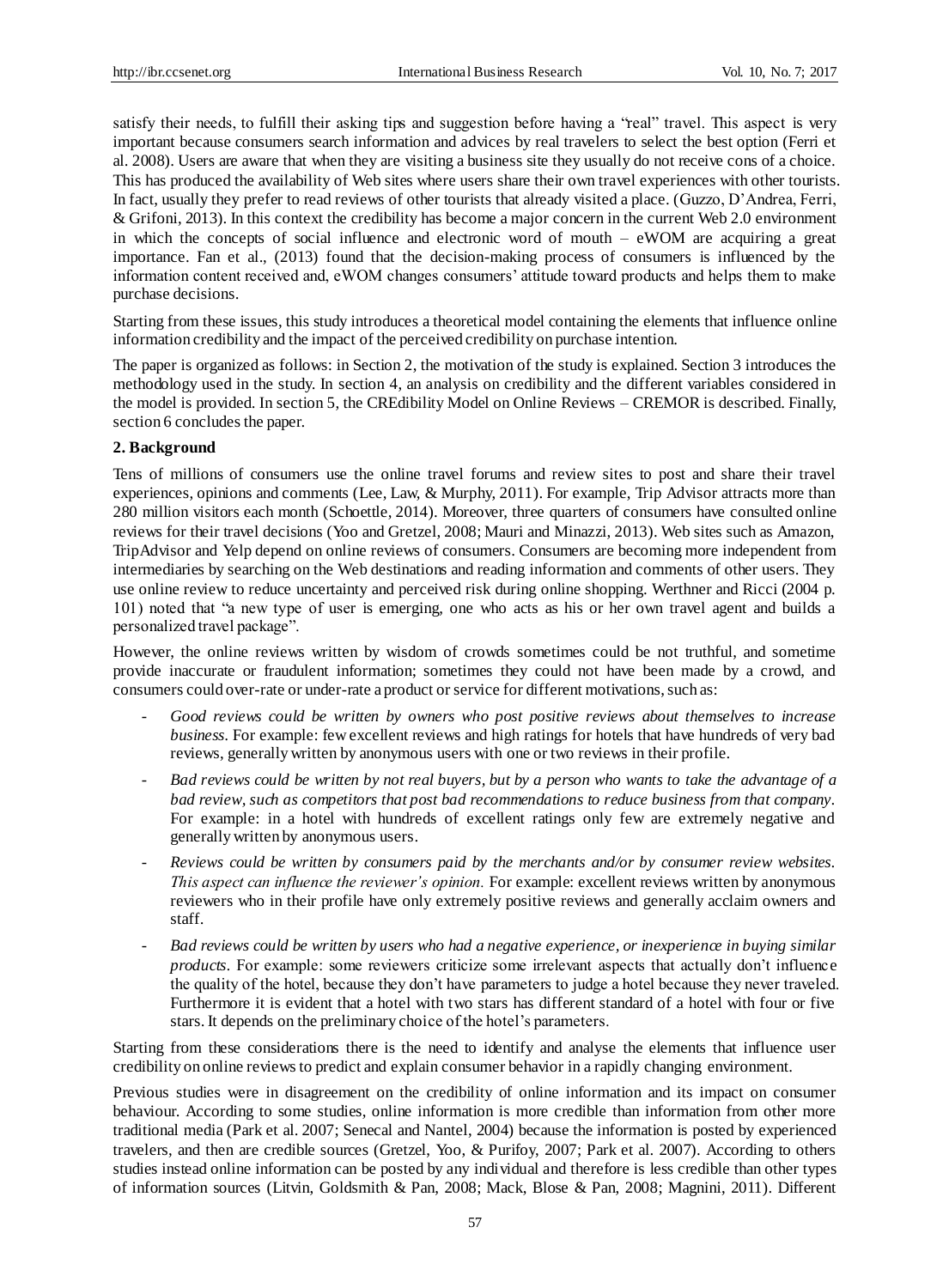satisfy their needs, to fulfill their asking tips and suggestion before having a "real" travel. This aspect is very important because consumers search information and advices by real travelers to select the best option (Ferri et al. 2008). Users are aware that when they are visiting a business site they usually do not receive cons of a choice. This has produced the availability of Web sites where users share their own travel experiences with other tourists. In fact, usually they prefer to read reviews of other tourists that already visited a place. (Guzzo, D'Andrea, Ferri, & Grifoni, 2013). In this context the credibility has become a major concern in the current Web 2.0 environment in which the concepts of social influence and electronic word of mouth – eWOM are acquiring a great importance. Fan et al., (2013) found that the decision-making process of consumers is influenced by the information content received and, eWOM changes consumers' attitude toward products and helps them to make purchase decisions.

Starting from these issues, this study introduces a theoretical model containing the elements that influence online information credibility and the impact of the perceived credibility on purchase intention.

The paper is organized as follows: in Section 2, the motivation of the study is explained. Section 3 introduces the methodology used in the study. In section 4, an analysis on credibility and the different variables considered in the model is provided. In section 5, the CREdibility Model on Online Reviews – CREMOR is described. Finally, section 6 concludes the paper.

## 2. Background

Tens of millions of consumers use the online travel forums and review sites to post and share their travel experiences, opinions and comments (Lee, Law, & Murphy, 2011). For example, Trip Advisor attracts more than 280 million visitors each month (Schoettle, 2014). Moreover, three quarters of consumers have consulted online reviews for their travel decisions (Yoo and Gretzel, 2008; Mauri and Minazzi, 2013). Web sites such as Amazon, TripAdvisor and Yelp depend on online reviews of consumers. Consumers are becoming more independent from intermediaries by searching on the Web destinations and reading information and comments of other users. They use online review to reduce uncertainty and perceived risk during online shopping. Werthner and Ricci (2004 p. 101) noted that "a new type of user is emerging, one who acts as his or her own travel agent and builds a personalized travel package".

However, the online reviews written by wisdom of crowds sometimes could be not truthful, and sometime provide inaccurate or fraudulent information; sometimes they could not have been made by a crowd, and consumers could over-rate or under-rate a product or service for different motivations, such as:

- *Good reviews could be written by owners who post positive reviews about themselves to increase business.* For example: few excellent reviews and high ratings for hotels that have hundreds of very bad reviews, generally written by anonymous users with one or two reviews in their profile.
- *Bad reviews could be written by not real buyers, but by a person who wants to take the advantage of a bad review, such as competitors that post bad recommendations to reduce business from that company.* For example: in a hotel with hundreds of excellent ratings only few are extremely negative and generally written by anonymous users.
- *Reviews could be written by consumers paid by the merchants and/or by consumer review websites. This aspect can influence the reviewer's opinion.* For example: excellent reviews written by anonymous reviewers who in their profile have only extremely positive reviews and generally acclaim owners and staff.
- *Bad reviews could be written by users who had a negative experience, or inexperience in buying similar products.* For example: some reviewers criticize some irrelevant aspects that actually don't influence the quality of the hotel, because they don't have parameters to judge a hotel because they never traveled. Furthermore it is evident that a hotel with two stars has different standard of a hotel with four or five stars. It depends on the preliminary choice of the hotel's parameters.

Starting from these considerations there is the need to identify and analyse the elements that influence user credibility on online reviews to predict and explain consumer behavior in a rapidly changing environment.

Previous studies were in disagreement on the credibility of online information and its impact on consumer behaviour. According to some studies, online information is more credible than information from other more traditional media (Park et al. 2007; Senecal and Nantel, 2004) because the information is posted by experienced travelers, and then are credible sources (Gretzel, Yoo, & Purifoy, 2007; Park et al. 2007). According to others studies instead online information can be posted by any individual and therefore is less credible than other types of information sources (Litvin, Goldsmith & Pan, 2008; Mack, Blose & Pan, 2008; Magnini, 2011). Different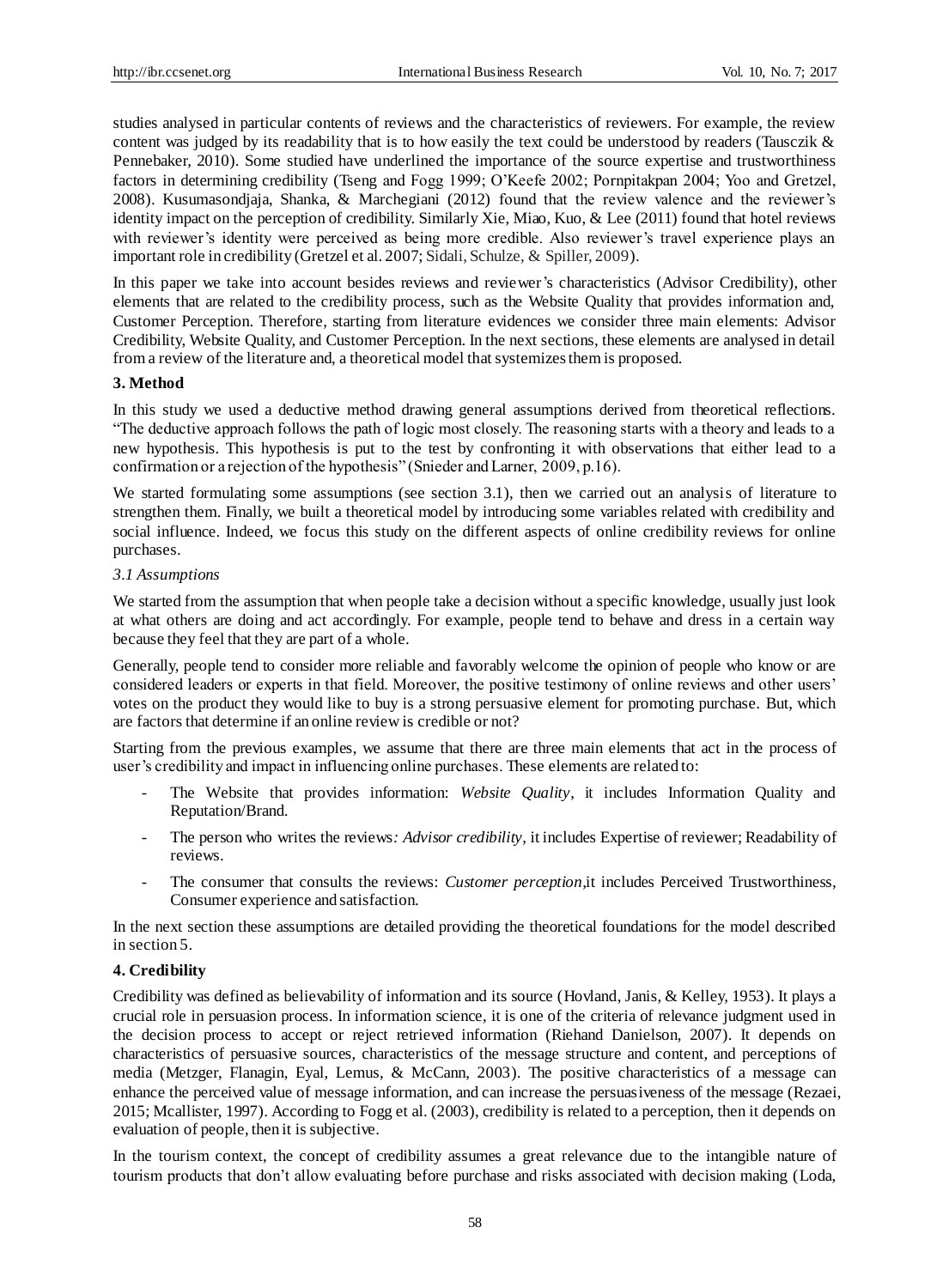studies analysed in particular contents of reviews and the characteristics of reviewers. For example, the review content was judged by its readability that is to how easily the text could be understood by readers (Tausczik & Pennebaker, 2010). Some studied have underlined the importance of the source expertise and trustworthiness factors in determining credibility (Tseng and Fogg 1999; O'Keefe 2002; Pornpitakpan 2004; Yoo and Gretzel, 2008). Kusumasondjaja, Shanka, & Marchegiani (2012) found that the review valence and the reviewer's identity impact on the perception of credibility. Similarly Xie, Miao, Kuo, & Lee (2011) found that hotel reviews with reviewer's identity were perceived as being more credible. Also reviewer's travel experience plays an important role in credibility (Gretzel et al. 2007; Sidali, Schulze, & Spiller, 2009).

In this paper we take into account besides reviews and reviewer's characteristics (Advisor Credibility), other elements that are related to the credibility process, such as the Website Quality that provides information and, Customer Perception. Therefore, starting from literature evidences we consider three main elements: Advisor Credibility, Website Quality, and Customer Perception. In the next sections, these elements are analysed in detail from a review of the literature and, a theoretical model that systemizes them is proposed.

## 3. Method

In this study we used a deductive method drawing general assumptions derived from theoretical reflections. "The deductive approach follows the path of logic most closely. The reasoning starts with a theory and leads to a new hypothesis. This hypothesis is put to the test by confronting it with observations that either lead to a confirmation or a rejection of the hypothesis" (Snieder and Larner, 2009, p.16).

We started formulating some assumptions (see section 3.1), then we carried out an analysis of literature to strengthen them. Finally, we built a theoretical model by introducing some variables related with credibility and social influence. Indeed, we focus this study on the different aspects of online credibility reviews for online purchases.

### *3.1 Assumptions*

We started from the assumption that when people take a decision without a specific knowledge, usually just look at what others are doing and act accordingly. For example, people tend to behave and dress in a certain way because they feel that they are part of a whole.

Generally, people tend to consider more reliable and favorably welcome the opinion of people who know or are considered leaders or experts in that field. Moreover, the positive testimony of online reviews and other users' votes on the product they would like to buy is a strong persuasive element for promoting purchase. But, which are factors that determine if an online review is credible or not?

Starting from the previous examples, we assume that there are three main elements that act in the process of user's credibility and impact in influencing online purchases. These elements are related to:

- The Website that provides information: *Website Quality*, it includes Information Quality and Reputation/Brand.
- The person who writes the reviews*: Advisor credibility*, it includes Expertise of reviewer; Readability of reviews.
- The consumer that consults the reviews: *Customer perception*,it includes Perceived Trustworthiness, Consumer experience and satisfaction.

In the next section these assumptions are detailed providing the theoretical foundations for the model described in section 5.

## 4. Credibility

Credibility was defined as believability of information and its source (Hovland, Janis, & Kelley, 1953). It plays a crucial role in persuasion process. In information science, it is one of the criteria of relevance judgment used in the decision process to accept or reject retrieved information (Riehand Danielson, 2007). It depends on characteristics of persuasive sources, characteristics of the message structure and content, and perceptions of media (Metzger, Flanagin, Eyal, Lemus, & McCann, 2003). The positive characteristics of a message can enhance the perceived value of message information, and can increase the persuasiveness of the message (Rezaei, 2015; Mcallister, 1997). According to Fogg et al. (2003), credibility is related to a perception, then it depends on evaluation of people, then it is subjective.

In the tourism context, the concept of credibility assumes a great relevance due to the intangible nature of tourism products that don't allow evaluating before purchase and risks associated with decision making (Loda,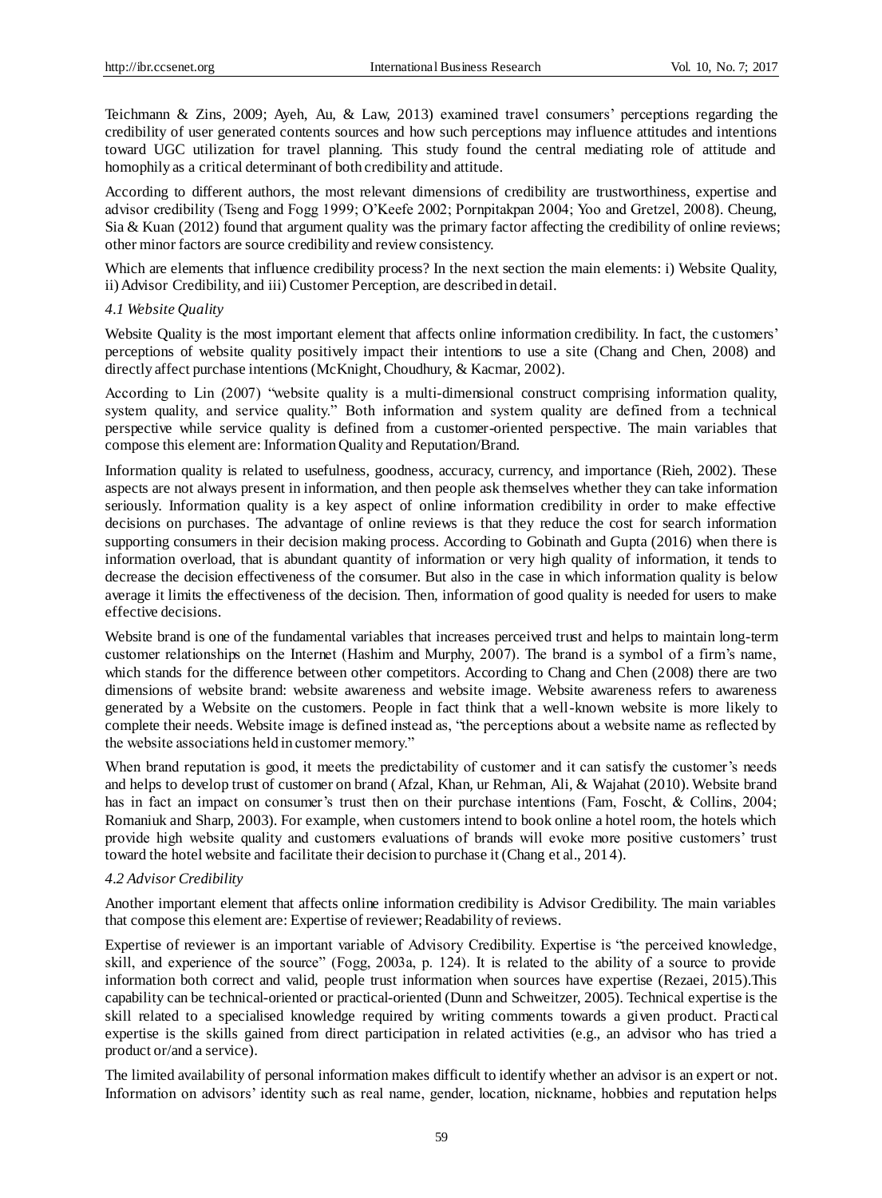Teichmann & Zins, 2009; Ayeh, Au, & Law, 2013) examined travel consumers' perceptions regarding the credibility of user generated contents sources and how such perceptions may influence attitudes and intentions toward UGC utilization for travel planning. This study found the central mediating role of attitude and homophily as a critical determinant of both credibility and attitude.

According to different authors, the most relevant dimensions of credibility are trustworthiness, expertise and advisor credibility (Tseng and Fogg 1999; O'Keefe 2002; Pornpitakpan 2004; Yoo and Gretzel, 2008). Cheung, Sia & Kuan (2012) found that argument quality was the primary factor affecting the credibility of online reviews; other minor factors are source credibility and review consistency.

Which are elements that influence credibility process? In the next section the main elements: i) Website Quality, ii) Advisor Credibility, and iii) Customer Perception, are described in detail.

### *4.1 Website Quality*

Website Quality is the most important element that affects online information credibility. In fact, the customers' perceptions of website quality positively impact their intentions to use a site (Chang and Chen, 2008) and directly affect purchase intentions (McKnight, Choudhury, & Kacmar, 2002).

According to Lin (2007) "website quality is a multi-dimensional construct comprising information quality, system quality, and service quality." Both information and system quality are defined from a technical perspective while service quality is defined from a customer-oriented perspective. The main variables that compose this element are: Information Quality and Reputation/Brand.

Information quality is related to usefulness, goodness, accuracy, currency, and importance (Rieh, 2002). These aspects are not always present in information, and then people ask themselves whether they can take information seriously. Information quality is a key aspect of online information credibility in order to make effective decisions on purchases. The advantage of online reviews is that they reduce the cost for search information supporting consumers in their decision making process. According to Gobinath and Gupta (2016) when there is information overload, that is abundant quantity of information or very high quality of information, it tends to decrease the decision effectiveness of the consumer. But also in the case in which information quality is below average it limits the effectiveness of the decision. Then, information of good quality is needed for users to make effective decisions.

Website brand is one of the fundamental variables that increases perceived trust and helps to maintain long-term customer relationships on the Internet (Hashim and Murphy, 2007). The brand is a symbol of a firm's name, which stands for the difference between other competitors. According to Chang and Chen (2008) there are two dimensions of website brand: website awareness and website image. Website awareness refers to awareness generated by a Website on the customers. People in fact think that a well-known website is more likely to complete their needs. Website image is defined instead as, "the perceptions about a website name as reflected by the website associations held in customer memory."

When brand reputation is good, it meets the predictability of customer and it can satisfy the customer's needs and helps to develop trust of customer on brand (Afzal, Khan, ur Rehman, Ali, & Wajahat (2010). Website brand has in fact an impact on consumer's trust then on their purchase intentions (Fam, Foscht, & Collins, 2004; Romaniuk and Sharp, 2003). For example, when customers intend to book online a hotel room, the hotels which provide high website quality and customers evaluations of brands will evoke more positive customers' trust toward the hotel website and facilitate their decision to purchase it (Chang et al., 2014).

### *4.2 Advisor Credibility*

Another important element that affects online information credibility is Advisor Credibility. The main variables that compose this element are: Expertise of reviewer; Readability of reviews.

Expertise of reviewer is an important variable of Advisory Credibility. Expertise is "the perceived knowledge, skill, and experience of the source" (Fogg, 2003a, p. 124). It is related to the ability of a source to provide information both correct and valid, people trust information when sources have expertise (Rezaei, 2015).This capability can be technical-oriented or practical-oriented (Dunn and Schweitzer, 2005). Technical expertise is the skill related to a specialised knowledge required by writing comments towards a given product. Practical expertise is the skills gained from direct participation in related activities (e.g., an advisor who has tried a product or/and a service).

The limited availability of personal information makes difficult to identify whether an advisor is an expert or not. Information on advisors' identity such as real name, gender, location, nickname, hobbies and reputation helps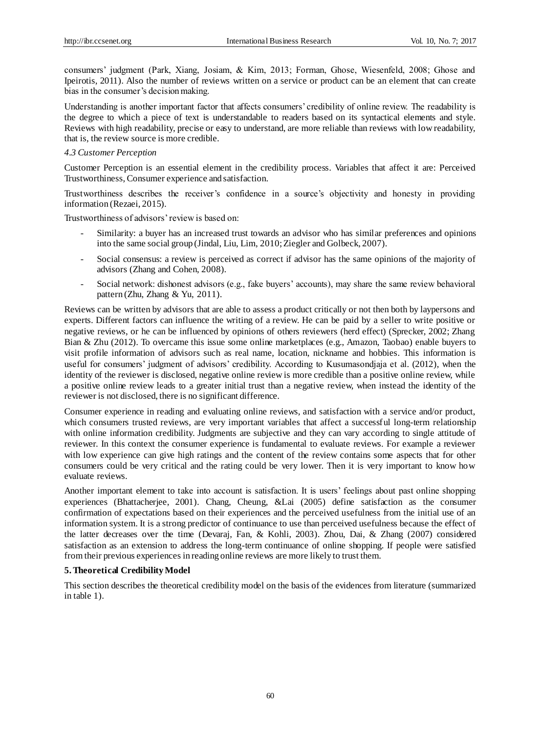consumers' judgment (Park, Xiang, Josiam, & Kim, 2013; Forman, Ghose, Wiesenfeld, 2008; Ghose and Ipeirotis, 2011). Also the number of reviews written on a service or product can be an element that can create bias in the consumer's decision making.

Understanding is another important factor that affects consumers' credibility of online review. The readability is the degree to which a piece of text is understandable to readers based on its syntactical elements and style. Reviews with high readability, precise or easy to understand, are more reliable than reviews with low readability, that is, the review source is more credible.

### *4.3 Customer Perception*

Customer Perception is an essential element in the credibility process. Variables that affect it are: Perceived Trustworthiness, Consumer experience and satisfaction.

Trustworthiness describes the receiver's confidence in a source's objectivity and honesty in providing information (Rezaei, 2015).

Trustworthiness of advisors' review is based on:

- Similarity: a buyer has an increased trust towards an advisor who has similar preferences and opinions into the same social group (Jindal, Liu, Lim, 2010; Ziegler and Golbeck, 2007).
- Social consensus: a review is perceived as correct if advisor has the same opinions of the majority of advisors (Zhang and Cohen, 2008).
- Social network: dishonest advisors (e.g., fake buyers' accounts), may share the same review behavioral pattern (Zhu, Zhang & Yu, 2011).

Reviews can be written by advisors that are able to assess a product critically or not then both by laypersons and experts. Different factors can influence the writing of a review. He can be paid by a seller to write positive or negative reviews, or he can be influenced by opinions of others reviewers (herd effect) (Sprecker, 2002; Zhang Bian & Zhu (2012). To overcame this issue some online marketplaces (e.g., Amazon, Taobao) enable buyers to visit profile information of advisors such as real name, location, nickname and hobbies. This information is useful for consumers' judgment of advisors' credibility. According to Kusumasondjaja et al. (2012), when the identity of the reviewer is disclosed, negative online review is more credible than a positive online review, while a positive online review leads to a greater initial trust than a negative review, when instead the identity of the reviewer is not disclosed, there is no significant difference.

Consumer experience in reading and evaluating online reviews, and satisfaction with a service and/or product, which consumers trusted reviews, are very important variables that affect a successful long-term relationship with online information credibility. Judgments are subjective and they can vary according to single attitude of reviewer. In this context the consumer experience is fundamental to evaluate reviews. For example a reviewer with low experience can give high ratings and the content of the review contains some aspects that for other consumers could be very critical and the rating could be very lower. Then it is very important to know how evaluate reviews.

Another important element to take into account is satisfaction. It is users' feelings about past online shopping experiences (Bhattacherjee, 2001). Chang, Cheung, &Lai (2005) define satisfaction as the consumer confirmation of expectations based on their experiences and the perceived usefulness from the initial use of an information system. It is a strong predictor of continuance to use than perceived usefulness because the effect of the latter decreases over the time (Devaraj, Fan, & Kohli, 2003). Zhou, Dai, & Zhang (2007) considered satisfaction as an extension to address the long-term continuance of online shopping. If people were satisfied from their previous experiences in reading online reviews are more likely to trust them.

## 5. Theoretical Credibility Model

This section describes the theoretical credibility model on the basis of the evidences from literature (summarized in table 1).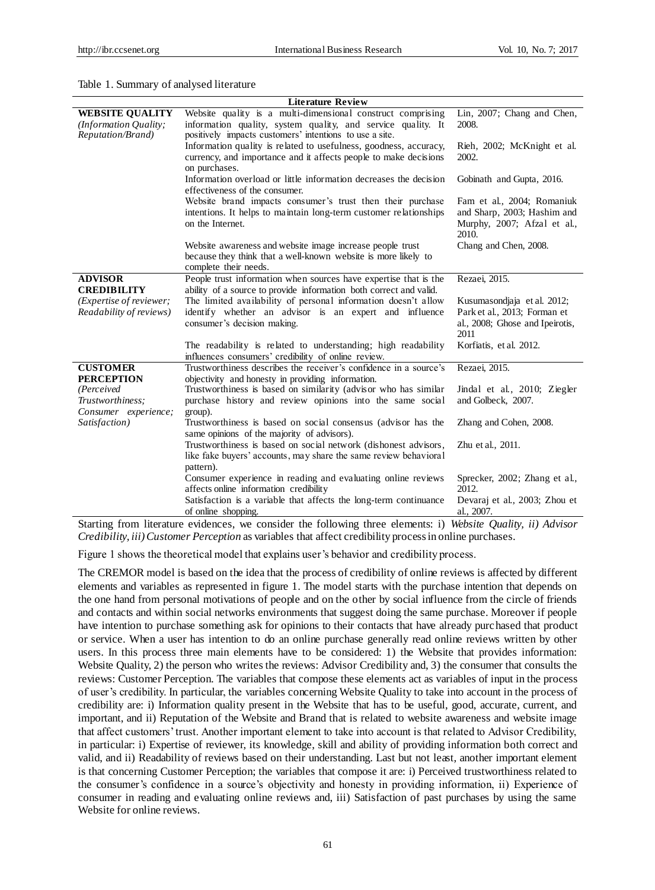Table 1. Summary of analysed literature

| Literature Review | | |
|---|---|---|
| **WEBSITE QUALITY** *(Information Quality; Reputation/Brand)* | Website quality is a multi-dimensional construct comprising information quality, system quality, and service quality. It positively impacts customers' intentions to use a site. | Lin, 2007; Chang and Chen, 2008. |
| | Information quality is related to usefulness, goodness, accuracy, currency, and importance and it affects people to make decisions on purchases. | Rieh, 2002; McKnight et al. 2002. |
| | Information overload or little information decreases the decision effectiveness of the consumer. | Gobinath and Gupta, 2016. |
| | Website brand impacts consumer's trust then their purchase intentions. It helps to maintain long-term customer relationships on the Internet. | Fam et al., 2004; Romaniuk and Sharp, 2003; Hashim and Murphy, 2007; Afzal et al., 2010. |
| | Website awareness and website image increase people trust because they think that a well-known website is more likely to complete their needs. | Chang and Chen, 2008. |
| **ADVISOR CREDIBILITY** *(Expertise of reviewer; Readability of reviews)* | People trust information when sources have expertise that is the ability of a source to provide information both correct and valid. | Rezaei, 2015. |
| | The limited availability of personal information doesn't allow identify whether an advisor is an expert and influence consumer's decision making. | Kusumasondjaja et al. 2012; Park et al., 2013; Forman et al., 2008; Ghose and Ipeirotis, 2011 |
| | The readability is related to understanding; high readability influences consumers' credibility of online review. | Korfiatis, et al. 2012. |
| **CUSTOMER PERCEPTION** *(Perceived Trustworthiness; Consumer experience; Satisfaction)* | Trustworthiness describes the receiver's confidence in a source's objectivity and honesty in providing information. | Rezaei, 2015. |
| | Trustworthiness is based on similarity (advisor who has similar purchase history and review opinions into the same social group). | Jindal et al., 2010; Ziegler and Golbeck, 2007. |
| | Trustworthiness is based on social consensus (advisor has the same opinions of the majority of advisors). | Zhang and Cohen, 2008. |
| | Trustworthiness is based on social network (dishonest advisors, like fake buyers' accounts, may share the same review behavioral pattern). | Zhu et al., 2011. |
| | Consumer experience in reading and evaluating online reviews affects online information credibility | Sprecker, 2002; Zhang et al., 2012. |
| | Satisfaction is a variable that affects the long-term continuance of online shopping. | Devaraj et al., 2003; Zhou et al., 2007. |

Starting from literature evidences, we consider the following three elements: i) *Website Quality, ii) Advisor Credibility, iii) Customer Perception* as variables that affect credibility process in online purchases.

Figure 1 shows the theoretical model that explains user's behavior and credibility process.

The CREMOR model is based on the idea that the process of credibility of online reviews is affected by different elements and variables as represented in figure 1. The model starts with the purchase intention that depends on the one hand from personal motivations of people and on the other by social influence from the circle of friends and contacts and within social networks environments that suggest doing the same purchase. Moreover if people have intention to purchase something ask for opinions to their contacts that have already purchased that product or service. When a user has intention to do an online purchase generally read online reviews written by other users. In this process three main elements have to be considered: 1) the Website that provides information: Website Quality, 2) the person who writes the reviews: Advisor Credibility and, 3) the consumer that consults the reviews: Customer Perception. The variables that compose these elements act as variables of input in the process of user's credibility. In particular, the variables concerning Website Quality to take into account in the process of credibility are: i) Information quality present in the Website that has to be useful, good, accurate, current, and important, and ii) Reputation of the Website and Brand that is related to website awareness and website image that affect customers' trust. Another important element to take into account is that related to Advisor Credibility, in particular: i) Expertise of reviewer, its knowledge, skill and ability of providing information both correct and valid, and ii) Readability of reviews based on their understanding. Last but not least, another important element is that concerning Customer Perception; the variables that compose it are: i) Perceived trustworthiness related to the consumer's confidence in a source's objectivity and honesty in providing information, ii) Experience of consumer in reading and evaluating online reviews and, iii) Satisfaction of past purchases by using the same Website for online reviews.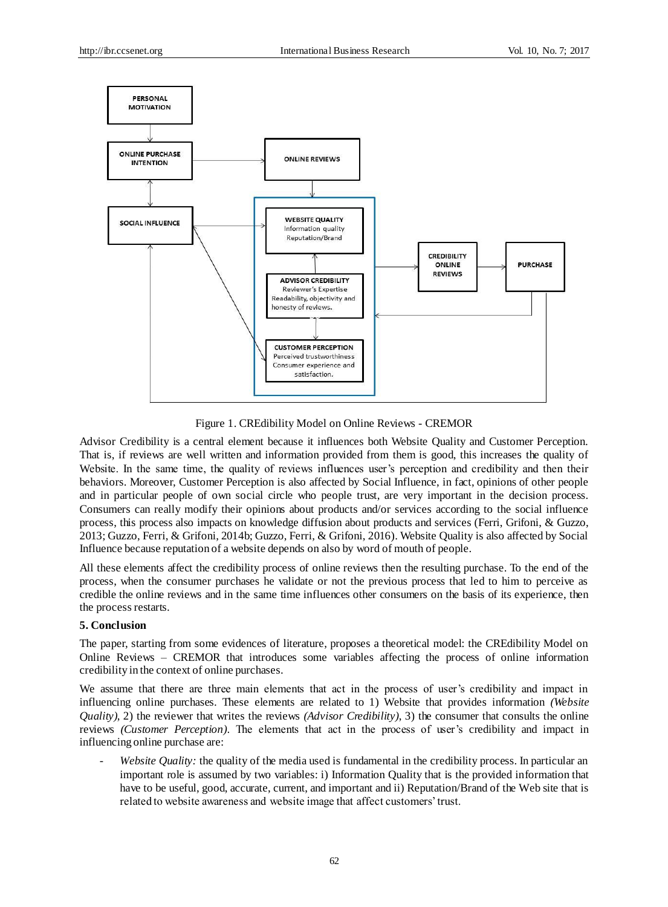PERSONAL MOTIVATION

ONLINE PURCHASE INTENTION

ONLINE REVIEWS

SOCIAL INFLUENCE

WEBSITE QUALITY
Information quality
Reputation/Brand

ADVISOR CREDIBILITY
Reviewer's Expertise
Readability, objectivity and honesty of reviews.

CUSTOMER PERCEPTION
Perceived trustworthiness
Consumer experience and satisfaction.

CREDIBILITY ONLINE REVIEWS

PURCHASE

Figure 1. CREdibility Model on Online Reviews - CREMOR

Advisor Credibility is a central element because it influences both Website Quality and Customer Perception. That is, if reviews are well written and information provided from them is good, this increases the quality of Website. In the same time, the quality of reviews influences user's perception and credibility and then their behaviors. Moreover, Customer Perception is also affected by Social Influence, in fact, opinions of other people and in particular people of own social circle who people trust, are very important in the decision process. Consumers can really modify their opinions about products and/or services according to the social influence process, this process also impacts on knowledge diffusion about products and services (Ferri, Grifoni, & Guzzo, 2013; Guzzo, Ferri, & Grifoni, 2014b; Guzzo, Ferri, & Grifoni, 2016). Website Quality is also affected by Social Influence because reputation of a website depends on also by word of mouth of people.

All these elements affect the credibility process of online reviews then the resulting purchase. To the end of the process, when the consumer purchases he validate or not the previous process that led to him to perceive as credible the online reviews and in the same time influences other consumers on the basis of its experience, then the process restarts.

## 5. Conclusion

The paper, starting from some evidences of literature, proposes a theoretical model: the CREdibility Model on Online Reviews – CREMOR that introduces some variables affecting the process of online information credibility in the context of online purchases.

We assume that there are three main elements that act in the process of user's credibility and impact in influencing online purchases. These elements are related to 1) Website that provides information *(Website Quality)*, 2) the reviewer that writes the reviews *(Advisor Credibility)*, 3) the consumer that consults the online reviews *(Customer Perception)*. The elements that act in the process of user's credibility and impact in influencing online purchase are:

- *Website Quality:* the quality of the media used is fundamental in the credibility process. In particular an important role is assumed by two variables: i) Information Quality that is the provided information that have to be useful, good, accurate, current, and important and ii) Reputation/Brand of the Web site that is related to website awareness and website image that affect customers' trust.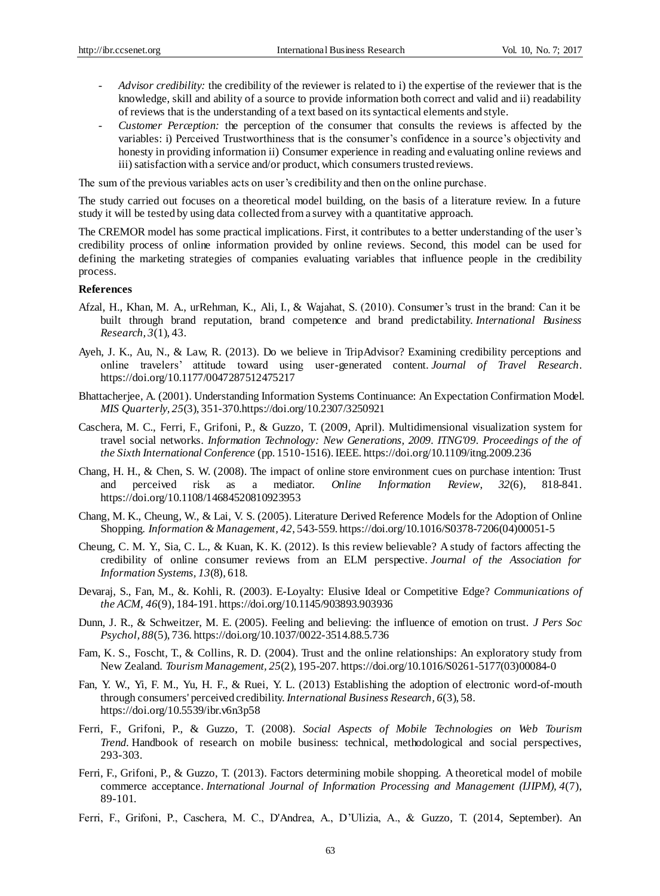- *Advisor credibility:* the credibility of the reviewer is related to i) the expertise of the reviewer that is the knowledge, skill and ability of a source to provide information both correct and valid and ii) readability of reviews that is the understanding of a text based on its syntactical elements and style.
- *Customer Perception:* the perception of the consumer that consults the reviews is affected by the variables: i) Perceived Trustworthiness that is the consumer's confidence in a source's objectivity and honesty in providing information ii) Consumer experience in reading and evaluating online reviews and iii) satisfaction with a service and/or product, which consumers trusted reviews.

The sum of the previous variables acts on user's credibility and then on the online purchase.

The study carried out focuses on a theoretical model building, on the basis of a literature review. In a future study it will be tested by using data collected from a survey with a quantitative approach.

The CREMOR model has some practical implications. First, it contributes to a better understanding of the user's credibility process of online information provided by online reviews. Second, this model can be used for defining the marketing strategies of companies evaluating variables that influence people in the credibility process.

**References**

Afzal, H., Khan, M. A., urRehman, K., Ali, I., & Wajahat, S. (2010). Consumer's trust in the brand: Can it be built through brand reputation, brand competence and brand predictability. *International Business Research, 3*(1), 43.

Ayeh, J. K., Au, N., & Law, R. (2013). Do we believe in TripAdvisor? Examining credibility perceptions and online travelers' attitude toward using user-generated content. *Journal of Travel Research*. https://doi.org/10.1177/0047287512475217

Bhattacherjee, A. (2001). Understanding Information Systems Continuance: An Expectation Confirmation Model. *MIS Quarterly, 25*(3), 351-370.https://doi.org/10.2307/3250921

Caschera, M. C., Ferri, F., Grifoni, P., & Guzzo, T. (2009, April). Multidimensional visualization system for travel social networks. *Information Technology: New Generations, 2009. ITNG'09. Proceedings of the of the Sixth International Conference* (pp. 1510-1516). IEEE. https://doi.org/10.1109/itng.2009.236

Chang, H. H., & Chen, S. W. (2008). The impact of online store environment cues on purchase intention: Trust and perceived risk as a mediator. *Online Information Review, 32*(6), 818-841. https://doi.org/10.1108/14684520810923953

Chang, M. K., Cheung, W., & Lai, V. S. (2005). Literature Derived Reference Models for the Adoption of Online Shopping. *Information & Management, 42*, 543-559. https://doi.org/10.1016/S0378-7206(04)00051-5

Cheung, C. M. Y., Sia, C. L., & Kuan, K. K. (2012). Is this review believable? A study of factors affecting the credibility of online consumer reviews from an ELM perspective. *Journal of the Association for Information Systems, 13*(8), 618.

Devaraj, S., Fan, M., &. Kohli, R. (2003). E-Loyalty: Elusive Ideal or Competitive Edge? *Communications of the ACM, 46*(9), 184-191. https://doi.org/10.1145/903893.903936

Dunn, J. R., & Schweitzer, M. E. (2005). Feeling and believing: the influence of emotion on trust. *J Pers Soc Psychol, 88*(5), 736. https://doi.org/10.1037/0022-3514.88.5.736

Fam, K. S., Foscht, T., & Collins, R. D. (2004). Trust and the online relationships: An exploratory study from New Zealand. *Tourism Management, 25*(2), 195-207. https://doi.org/10.1016/S0261-5177(03)00084-0

Fan, Y. W., Yi, F. M., Yu, H. F., & Ruei, Y. L. (2013) Establishing the adoption of electronic word-of-mouth through consumers' perceived credibility. *International Business Research, 6*(3), 58. https://doi.org/10.5539/ibr.v6n3p58

Ferri, F., Grifoni, P., & Guzzo, T. (2008). *Social Aspects of Mobile Technologies on Web Tourism Trend.* Handbook of research on mobile business: technical, methodological and social perspectives, 293-303.

Ferri, F., Grifoni, P., & Guzzo, T. (2013). Factors determining mobile shopping. A theoretical model of mobile commerce acceptance. *International Journal of Information Processing and Management (IJIPM), 4*(7), 89-101.

Ferri, F., Grifoni, P., Caschera, M. C., D'Andrea, A., D'Ulizia, A., & Guzzo, T. (2014, September). An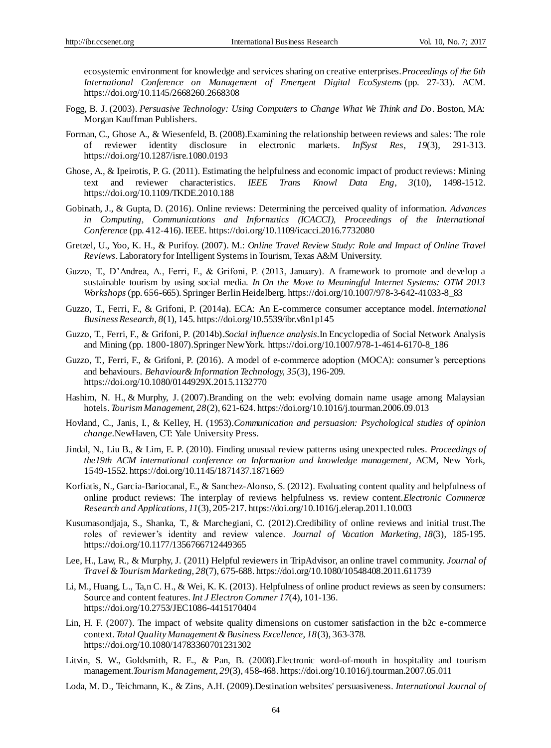ecosystemic environment for knowledge and services sharing on creative enterprises.*Proceedings of the 6th International Conference on Management of Emergent Digital EcoSystems* (pp. 27-33). ACM. https://doi.org/10.1145/2668260.2668308

Fogg, B. J. (2003). *Persuasive Technology: Using Computers to Change What We Think and Do*. Boston, MA: Morgan Kauffman Publishers.

Forman, C., Ghose A., & Wiesenfeld, B. (2008).Examining the relationship between reviews and sales: The role of reviewer identity disclosure in electronic markets. *InfSyst Res, 19*(3), 291-313. https://doi.org/10.1287/isre.1080.0193

Ghose, A., & Ipeirotis, P. G. (2011). Estimating the helpfulness and economic impact of product reviews: Mining text and reviewer characteristics. *IEEE Trans Knowl Data Eng, 3*(10), 1498-1512. https://doi.org/10.1109/TKDE.2010.188

Gobinath, J., & Gupta, D. (2016). Online reviews: Determining the perceived quality of information. *Advances in Computing, Communications and Informatics (ICACCI), Proceedings of the International Conference* (pp. 412-416). IEEE. https://doi.org/10.1109/icacci.2016.7732080

Gretzel, U., Yoo, K. H., & Purifoy. (2007). M.: *Online Travel Review Study: Role and Impact of Online Travel Reviews*. Laboratory for Intelligent Systems in Tourism, Texas A&M University.

Guzzo, T., D'Andrea, A., Ferri, F., & Grifoni, P. (2013, January). A framework to promote and develop a sustainable tourism by using social media. *In On the Move to Meaningful Internet Systems: OTM 2013 Workshops* (pp. 656-665). Springer Berlin Heidelberg. https://doi.org/10.1007/978-3-642-41033-8_83

Guzzo, T., Ferri, F., & Grifoni, P. (2014a). ECA: An E-commerce consumer acceptance model. *International Business Research, 8*(1), 145. https://doi.org/10.5539/ibr.v8n1p145

Guzzo, T., Ferri, F., & Grifoni, P. (2014b).*Social influence analysis*.In Encyclopedia of Social Network Analysis and Mining (pp. 1800-1807).Springer New York. https://doi.org/10.1007/978-1-4614-6170-8_186

Guzzo, T., Ferri, F., & Grifoni, P. (2016). A model of e-commerce adoption (MOCA): consumer's perceptions and behaviours. *Behaviour& Information Technology, 35*(3), 196-209. https://doi.org/10.1080/0144929X.2015.1132770

Hashim, N. H., & Murphy, J. (2007).Branding on the web: evolving domain name usage among Malaysian hotels. *Tourism Management, 28*(2), 621-624. https://doi.org/10.1016/j.tourman.2006.09.013

Hovland, C., Janis, I., & Kelley, H. (1953).*Communication and persuasion: Psychological studies of opinion change*.NewHaven, CT: Yale University Press.

Jindal, N., Liu B., & Lim, E. P. (2010). Finding unusual review patterns using unexpected rules. *Proceedings of the19th ACM international conference on Information and knowledge management*, ACM, New York, 1549-1552. https://doi.org/10.1145/1871437.1871669

Korfiatis, N., Garcia-Bariocanal, E., & Sanchez-Alonso, S. (2012). Evaluating content quality and helpfulness of online product reviews: The interplay of reviews helpfulness vs. review content.*Electronic Commerce Research and Applications, 11*(3), 205-217. https://doi.org/10.1016/j.elerap.2011.10.003

Kusumasondjaja, S., Shanka, T., & Marchegiani, C. (2012).Credibility of online reviews and initial trust.The roles of reviewer's identity and review valence. *Journal of Vacation Marketing, 18*(3), 185-195. https://doi.org/10.1177/1356766712449365

Lee, H., Law, R., & Murphy, J. (2011) Helpful reviewers in TripAdvisor, an online travel community. *Journal of Travel & Tourism Marketing, 28*(7), 675-688. https://doi.org/10.1080/10548408.2011.611739

Li, M., Huang, L., Ta,n C. H., & Wei, K. K. (2013). Helpfulness of online product reviews as seen by consumers: Source and content features. *Int J Electron Commer 17*(4), 101-136. https://doi.org/10.2753/JEC1086-4415170404

Lin, H. F. (2007). The impact of website quality dimensions on customer satisfaction in the b2c e-commerce context. *Total Quality Management & Business Excellence, 18*(3), 363-378. https://doi.org/10.1080/14783360701231302

Litvin, S. W., Goldsmith, R. E., & Pan, B. (2008).Electronic word-of-mouth in hospitality and tourism management.*Tourism Management, 29*(3), 458-468. https://doi.org/10.1016/j.tourman.2007.05.011

Loda, M. D., Teichmann, K., & Zins, A.H. (2009).Destination websites' persuasiveness. *International Journal of*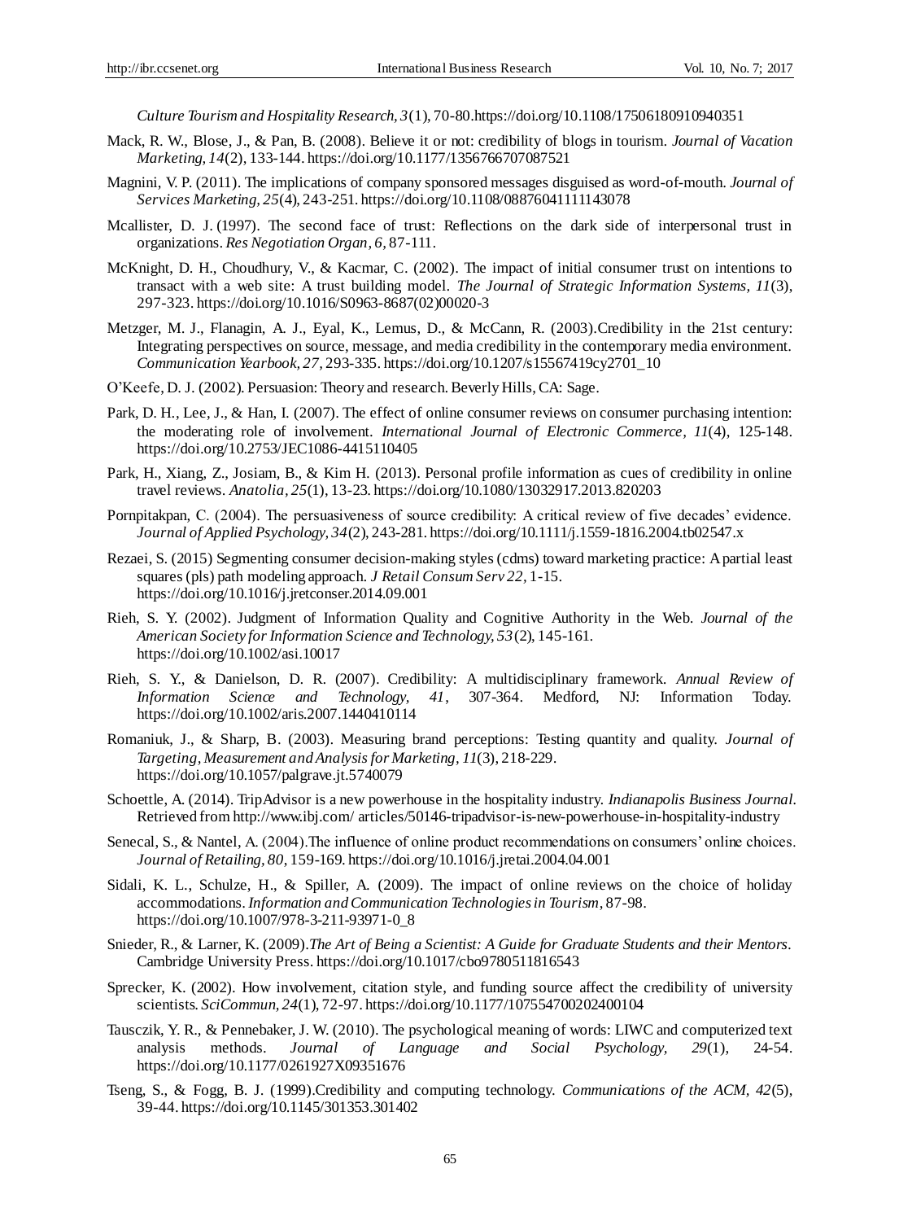*Culture Tourism and Hospitality Research, 3*(1), 70-80.https://doi.org/10.1108/17506180910940351

Mack, R. W., Blose, J., & Pan, B. (2008). Believe it or not: credibility of blogs in tourism. *Journal of Vacation Marketing, 14*(2), 133-144. https://doi.org/10.1177/1356766707087521

Magnini, V. P. (2011). The implications of company sponsored messages disguised as word-of-mouth. *Journal of Services Marketing, 25*(4), 243-251. https://doi.org/10.1108/08876041111143078

Mcallister, D. J. (1997). The second face of trust: Reflections on the dark side of interpersonal trust in organizations. *Res Negotiation Organ, 6*, 87-111.

McKnight, D. H., Choudhury, V., & Kacmar, C. (2002). The impact of initial consumer trust on intentions to transact with a web site: A trust building model. *The Journal of Strategic Information Systems, 11*(3), 297-323. https://doi.org/10.1016/S0963-8687(02)00020-3

Metzger, M. J., Flanagin, A. J., Eyal, K., Lemus, D., & McCann, R. (2003).Credibility in the 21st century: Integrating perspectives on source, message, and media credibility in the contemporary media environment. *Communication Yearbook, 27*, 293-335. https://doi.org/10.1207/s15567419cy2701_10

O'Keefe, D. J. (2002). Persuasion: Theory and research. Beverly Hills, CA: Sage.

Park, D. H., Lee, J., & Han, I. (2007). The effect of online consumer reviews on consumer purchasing intention: the moderating role of involvement. *International Journal of Electronic Commerce, 11*(4), 125-148. https://doi.org/10.2753/JEC1086-4415110405

Park, H., Xiang, Z., Josiam, B., & Kim H. (2013). Personal profile information as cues of credibility in online travel reviews. *Anatolia, 25*(1), 13-23. https://doi.org/10.1080/13032917.2013.820203

Pornpitakpan, C. (2004). The persuasiveness of source credibility: A critical review of five decades' evidence. *Journal of Applied Psychology, 34*(2), 243-281. https://doi.org/10.1111/j.1559-1816.2004.tb02547.x

Rezaei, S. (2015) Segmenting consumer decision-making styles (cdms) toward marketing practice: A partial least squares (pls) path modeling approach. *J Retail Consum Serv 22*, 1-15. https://doi.org/10.1016/j.jretconser.2014.09.001

Rieh, S. Y. (2002). Judgment of Information Quality and Cognitive Authority in the Web. *Journal of the American Society for Information Science and Technology, 53*(2), 145-161. https://doi.org/10.1002/asi.10017

Rieh, S. Y., & Danielson, D. R. (2007). Credibility: A multidisciplinary framework. *Annual Review of Information Science and Technology, 41*, 307-364. Medford, NJ: Information Today. https://doi.org/10.1002/aris.2007.1440410114

Romaniuk, J., & Sharp, B. (2003). Measuring brand perceptions: Testing quantity and quality. *Journal of Targeting, Measurement and Analysis for Marketing, 11*(3), 218-229. https://doi.org/10.1057/palgrave.jt.5740079

Schoettle, A. (2014). TripAdvisor is a new powerhouse in the hospitality industry. *Indianapolis Business Journal*. Retrieved from http://www.ibj.com/ articles/50146-tripadvisor-is-new-powerhouse-in-hospitality-industry

Senecal, S., & Nantel, A. (2004).The influence of online product recommendations on consumers' online choices. *Journal of Retailing, 80*, 159-169. https://doi.org/10.1016/j.jretai.2004.04.001

Sidali, K. L., Schulze, H., & Spiller, A. (2009). The impact of online reviews on the choice of holiday accommodations. *Information and Communication Technologies in Tourism*, 87-98. https://doi.org/10.1007/978-3-211-93971-0_8

Snieder, R., & Larner, K. (2009).*The Art of Being a Scientist: A Guide for Graduate Students and their Mentors*. Cambridge University Press. https://doi.org/10.1017/cbo9780511816543

Sprecker, K. (2002). How involvement, citation style, and funding source affect the credibility of university scientists. *SciCommun, 24*(1), 72-97. https://doi.org/10.1177/107554700202400104

Tausczik, Y. R., & Pennebaker, J. W. (2010). The psychological meaning of words: LIWC and computerized text analysis methods. *Journal of Language and Social Psychology, 29*(1), 24-54. https://doi.org/10.1177/0261927X09351676

Tseng, S., & Fogg, B. J. (1999).Credibility and computing technology. *Communications of the ACM, 42*(5), 39-44. https://doi.org/10.1145/301353.301402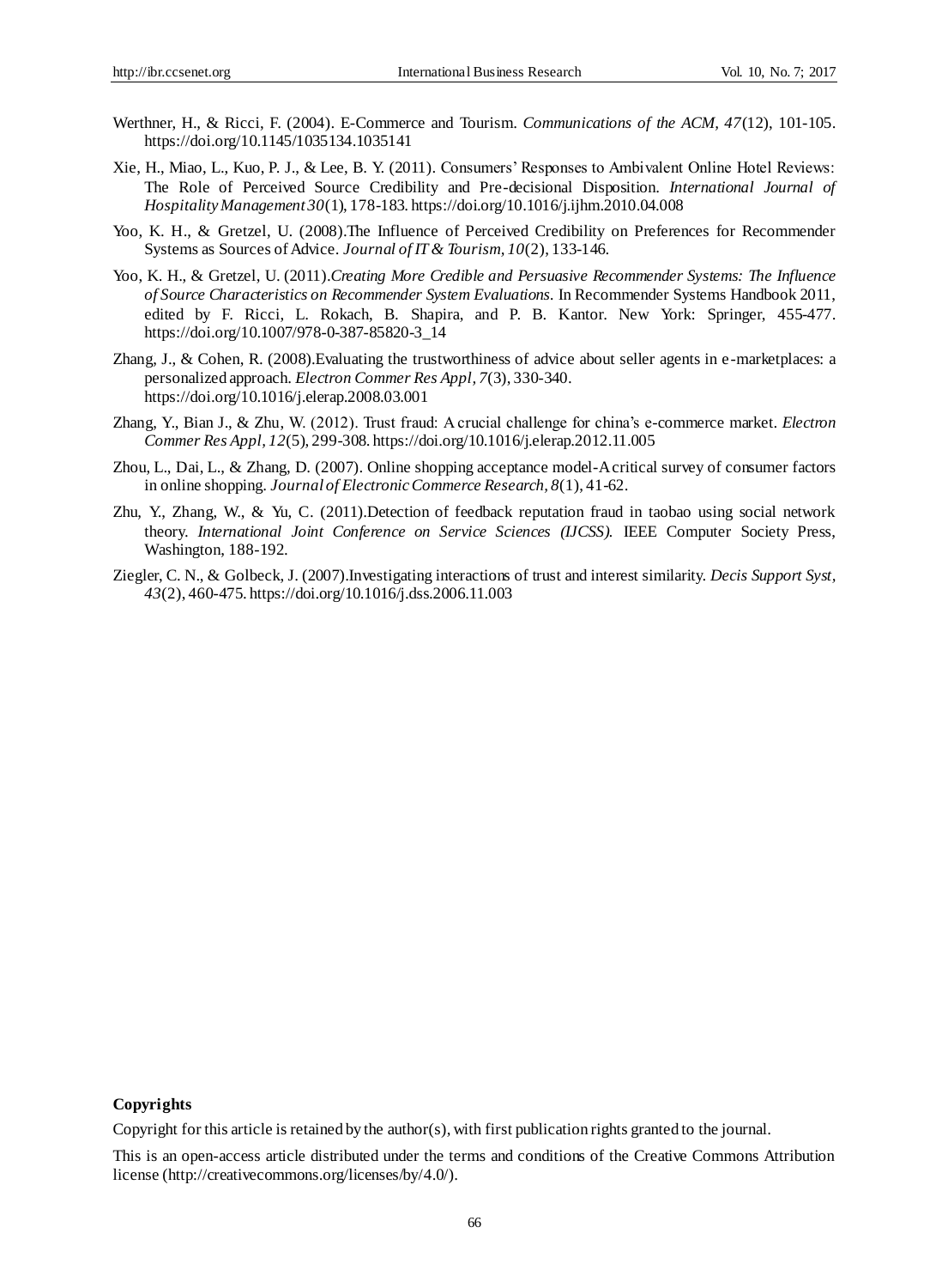Werthner, H., & Ricci, F. (2004). E-Commerce and Tourism. *Communications of the ACM, 47*(12), 101-105. https://doi.org/10.1145/1035134.1035141

Xie, H., Miao, L., Kuo, P. J., & Lee, B. Y. (2011). Consumers' Responses to Ambivalent Online Hotel Reviews: The Role of Perceived Source Credibility and Pre-decisional Disposition. *International Journal of Hospitality Management 30*(1), 178-183. https://doi.org/10.1016/j.ijhm.2010.04.008

Yoo, K. H., & Gretzel, U. (2008).The Influence of Perceived Credibility on Preferences for Recommender Systems as Sources of Advice. *Journal of IT & Tourism, 10*(2), 133-146.

Yoo, K. H., & Gretzel, U. (2011).*Creating More Credible and Persuasive Recommender Systems: The Influence of Source Characteristics on Recommender System Evaluations.* In Recommender Systems Handbook 2011, edited by F. Ricci, L. Rokach, B. Shapira, and P. B. Kantor. New York: Springer, 455-477. https://doi.org/10.1007/978-0-387-85820-3_14

Zhang, J., & Cohen, R. (2008).Evaluating the trustworthiness of advice about seller agents in e-marketplaces: a personalized approach. *Electron Commer Res Appl, 7*(3), 330-340. https://doi.org/10.1016/j.elerap.2008.03.001

Zhang, Y., Bian J., & Zhu, W. (2012). Trust fraud: A crucial challenge for china's e-commerce market. *Electron Commer Res Appl, 12*(5), 299-308. https://doi.org/10.1016/j.elerap.2012.11.005

Zhou, L., Dai, L., & Zhang, D. (2007). Online shopping acceptance model-A critical survey of consumer factors in online shopping. *Journal of Electronic Commerce Research, 8*(1), 41-62.

Zhu, Y., Zhang, W., & Yu, C. (2011).Detection of feedback reputation fraud in taobao using social network theory. *International Joint Conference on Service Sciences (IJCSS).* IEEE Computer Society Press, Washington, 188-192.

Ziegler, C. N., & Golbeck, J. (2007).Investigating interactions of trust and interest similarity. *Decis Support Syst, 43*(2), 460-475. https://doi.org/10.1016/j.dss.2006.11.003

**Copyrights**

Copyright for this article is retained by the author(s), with first publication rights granted to the journal.

This is an open-access article distributed under the terms and conditions of the Creative Commons Attribution license (http://creativecommons.org/licenses/by/4.0/).